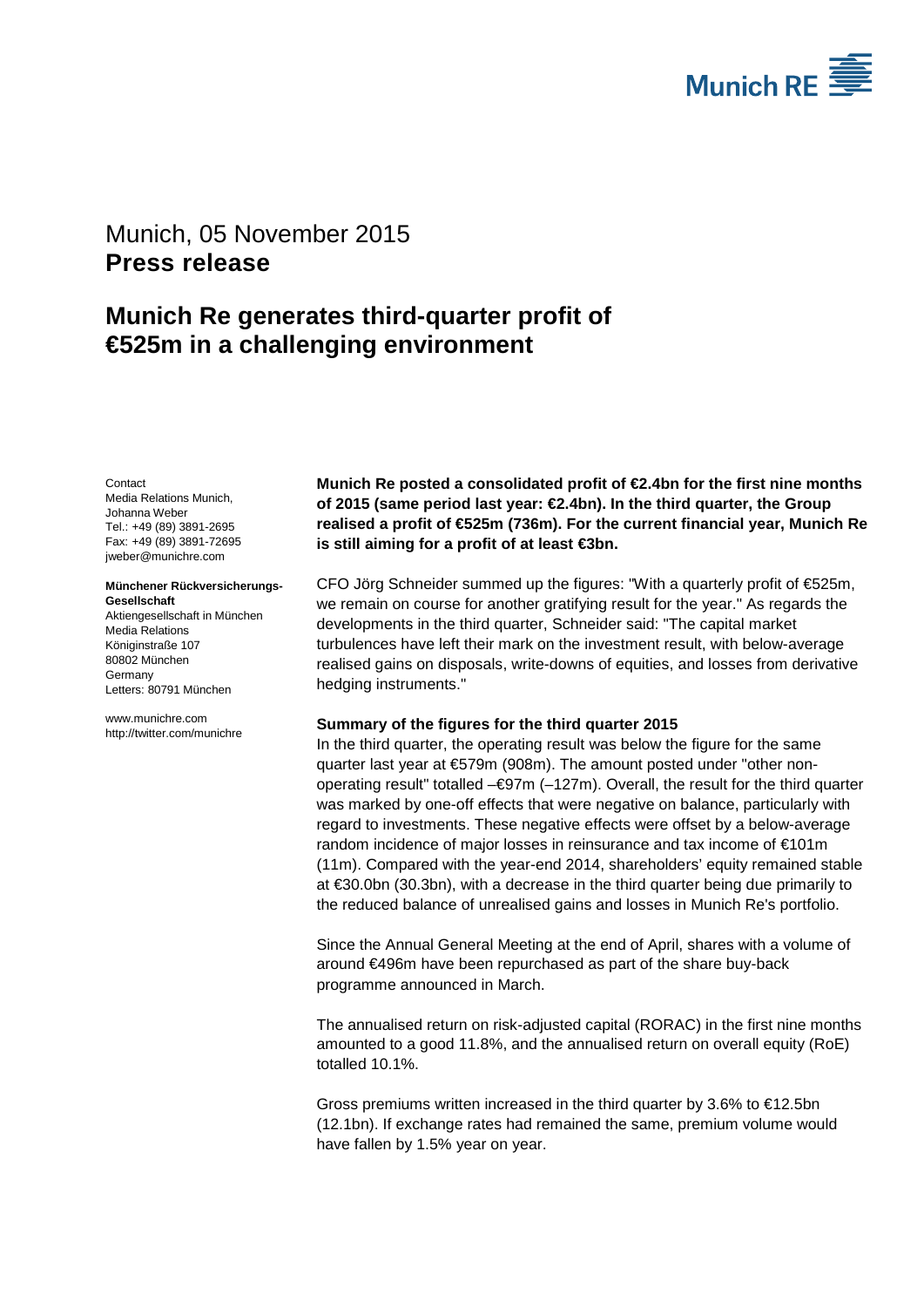Munich, 05 November 2015
**Press release**

# Munich Re generates third-quarter profit of €525m in a challenging environment

Contact
Media Relations Munich,
Johanna Weber
Tel.: +49 (89) 3891-2695
Fax: +49 (89) 3891-72695
jweber@munichre.com

**Münchener Rückversicherungs-Gesellschaft**
Aktiengesellschaft in München
Media Relations
Königinstraße 107
80802 München
Germany
Letters: 80791 München

www.munichre.com
http://twitter.com/munichre

**Munich Re posted a consolidated profit of €2.4bn for the first nine months of 2015 (same period last year: €2.4bn). In the third quarter, the Group realised a profit of €525m (736m). For the current financial year, Munich Re is still aiming for a profit of at least €3bn.**

CFO Jörg Schneider summed up the figures: "With a quarterly profit of €525m, we remain on course for another gratifying result for the year." As regards the developments in the third quarter, Schneider said: "The capital market turbulences have left their mark on the investment result, with below-average realised gains on disposals, write-downs of equities, and losses from derivative hedging instruments."

**Summary of the figures for the third quarter 2015**

In the third quarter, the operating result was below the figure for the same quarter last year at €579m (908m). The amount posted under "other non-operating result" totalled –€97m (–127m). Overall, the result for the third quarter was marked by one-off effects that were negative on balance, particularly with regard to investments. These negative effects were offset by a below-average random incidence of major losses in reinsurance and tax income of €101m (11m). Compared with the year-end 2014, shareholders' equity remained stable at €30.0bn (30.3bn), with a decrease in the third quarter being due primarily to the reduced balance of unrealised gains and losses in Munich Re's portfolio.

Since the Annual General Meeting at the end of April, shares with a volume of around €496m have been repurchased as part of the share buy-back programme announced in March.

The annualised return on risk-adjusted capital (RORAC) in the first nine months amounted to a good 11.8%, and the annualised return on overall equity (RoE) totalled 10.1%.

Gross premiums written increased in the third quarter by 3.6% to €12.5bn (12.1bn). If exchange rates had remained the same, premium volume would have fallen by 1.5% year on year.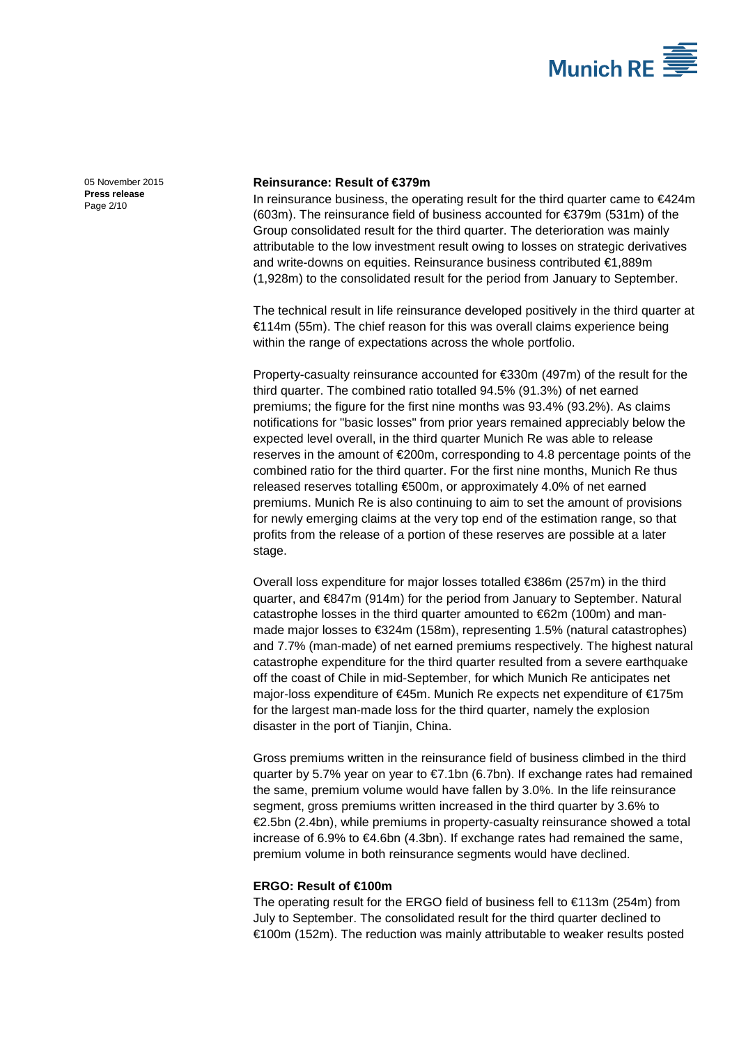## Reinsurance: Result of €379m

In reinsurance business, the operating result for the third quarter came to €424m (603m). The reinsurance field of business accounted for €379m (531m) of the Group consolidated result for the third quarter. The deterioration was mainly attributable to the low investment result owing to losses on strategic derivatives and write-downs on equities. Reinsurance business contributed €1,889m (1,928m) to the consolidated result for the period from January to September.

The technical result in life reinsurance developed positively in the third quarter at €114m (55m). The chief reason for this was overall claims experience being within the range of expectations across the whole portfolio.

Property-casualty reinsurance accounted for €330m (497m) of the result for the third quarter. The combined ratio totalled 94.5% (91.3%) of net earned premiums; the figure for the first nine months was 93.4% (93.2%). As claims notifications for "basic losses" from prior years remained appreciably below the expected level overall, in the third quarter Munich Re was able to release reserves in the amount of €200m, corresponding to 4.8 percentage points of the combined ratio for the third quarter. For the first nine months, Munich Re thus released reserves totalling €500m, or approximately 4.0% of net earned premiums. Munich Re is also continuing to aim to set the amount of provisions for newly emerging claims at the very top end of the estimation range, so that profits from the release of a portion of these reserves are possible at a later stage.

Overall loss expenditure for major losses totalled €386m (257m) in the third quarter, and €847m (914m) for the period from January to September. Natural catastrophe losses in the third quarter amounted to €62m (100m) and man-made major losses to €324m (158m), representing 1.5% (natural catastrophes) and 7.7% (man-made) of net earned premiums respectively. The highest natural catastrophe expenditure for the third quarter resulted from a severe earthquake off the coast of Chile in mid-September, for which Munich Re anticipates net major-loss expenditure of €45m. Munich Re expects net expenditure of €175m for the largest man-made loss for the third quarter, namely the explosion disaster in the port of Tianjin, China.

Gross premiums written in the reinsurance field of business climbed in the third quarter by 5.7% year on year to €7.1bn (6.7bn). If exchange rates had remained the same, premium volume would have fallen by 3.0%. In the life reinsurance segment, gross premiums written increased in the third quarter by 3.6% to €2.5bn (2.4bn), while premiums in property-casualty reinsurance showed a total increase of 6.9% to €4.6bn (4.3bn). If exchange rates had remained the same, premium volume in both reinsurance segments would have declined.

## ERGO: Result of €100m

The operating result for the ERGO field of business fell to €113m (254m) from July to September. The consolidated result for the third quarter declined to €100m (152m). The reduction was mainly attributable to weaker results posted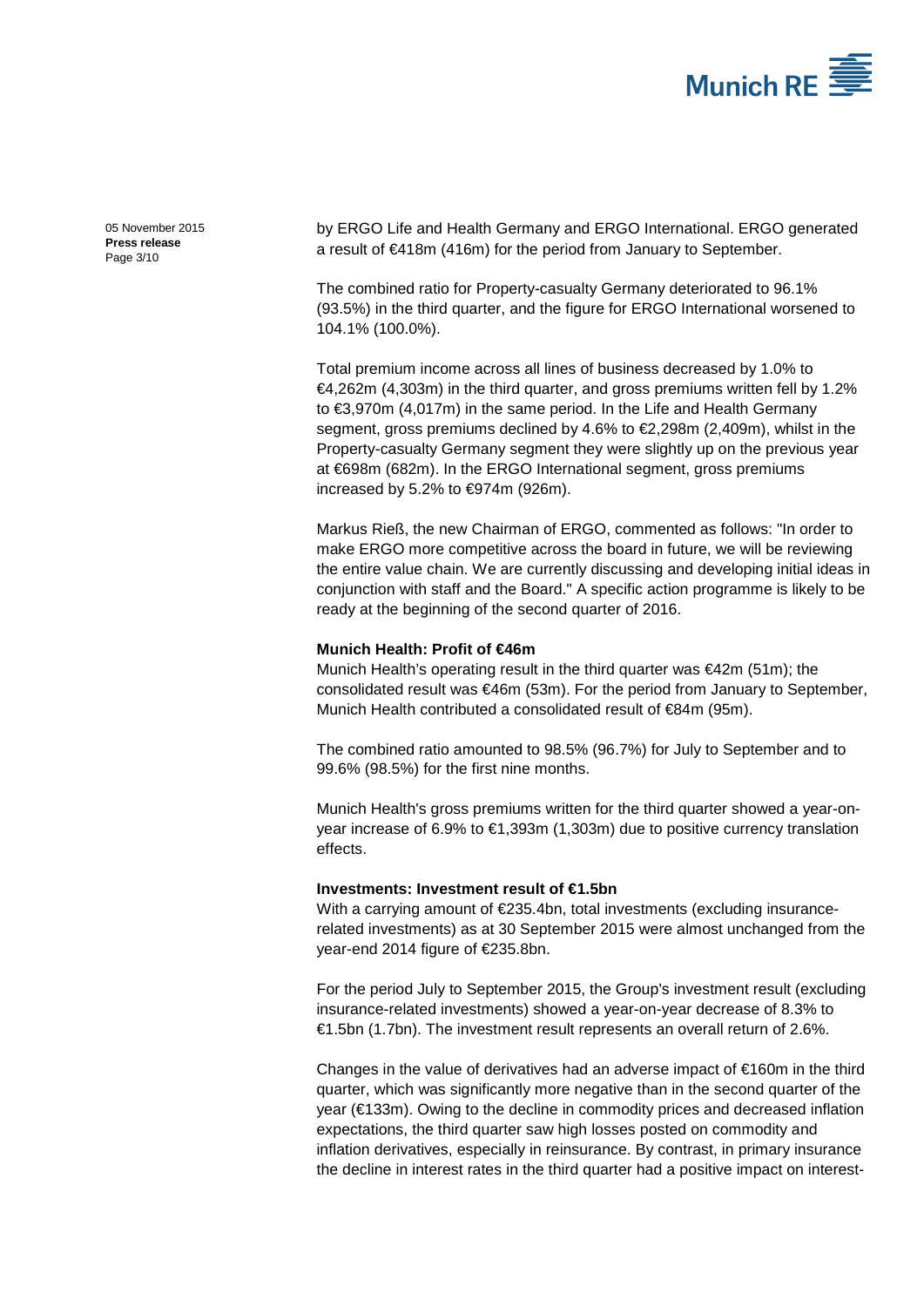by ERGO Life and Health Germany and ERGO International. ERGO generated a result of €418m (416m) for the period from January to September.

The combined ratio for Property-casualty Germany deteriorated to 96.1% (93.5%) in the third quarter, and the figure for ERGO International worsened to 104.1% (100.0%).

Total premium income across all lines of business decreased by 1.0% to €4,262m (4,303m) in the third quarter, and gross premiums written fell by 1.2% to €3,970m (4,017m) in the same period. In the Life and Health Germany segment, gross premiums declined by 4.6% to €2,298m (2,409m), whilst in the Property-casualty Germany segment they were slightly up on the previous year at €698m (682m). In the ERGO International segment, gross premiums increased by 5.2% to €974m (926m).

Markus Rieß, the new Chairman of ERGO, commented as follows: "In order to make ERGO more competitive across the board in future, we will be reviewing the entire value chain. We are currently discussing and developing initial ideas in conjunction with staff and the Board." A specific action programme is likely to be ready at the beginning of the second quarter of 2016.

**Munich Health: Profit of €46m**

Munich Health's operating result in the third quarter was €42m (51m); the consolidated result was €46m (53m). For the period from January to September, Munich Health contributed a consolidated result of €84m (95m).

The combined ratio amounted to 98.5% (96.7%) for July to September and to 99.6% (98.5%) for the first nine months.

Munich Health's gross premiums written for the third quarter showed a year-on-year increase of 6.9% to €1,393m (1,303m) due to positive currency translation effects.

**Investments: Investment result of €1.5bn**

With a carrying amount of €235.4bn, total investments (excluding insurance-related investments) as at 30 September 2015 were almost unchanged from the year-end 2014 figure of €235.8bn.

For the period July to September 2015, the Group's investment result (excluding insurance-related investments) showed a year-on-year decrease of 8.3% to €1.5bn (1.7bn). The investment result represents an overall return of 2.6%.

Changes in the value of derivatives had an adverse impact of €160m in the third quarter, which was significantly more negative than in the second quarter of the year (€133m). Owing to the decline in commodity prices and decreased inflation expectations, the third quarter saw high losses posted on commodity and inflation derivatives, especially in reinsurance. By contrast, in primary insurance the decline in interest rates in the third quarter had a positive impact on interest-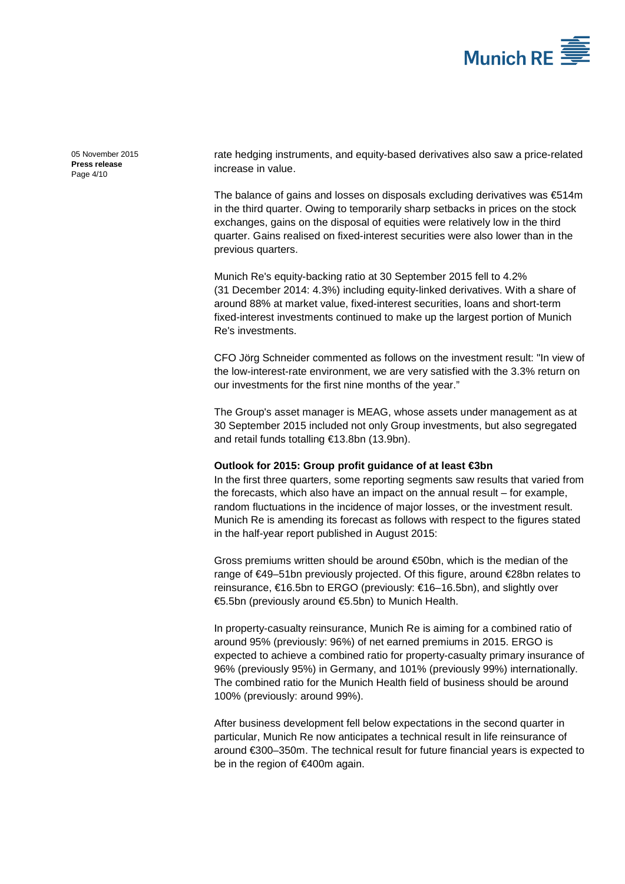rate hedging instruments, and equity-based derivatives also saw a price-related increase in value.

The balance of gains and losses on disposals excluding derivatives was €514m in the third quarter. Owing to temporarily sharp setbacks in prices on the stock exchanges, gains on the disposal of equities were relatively low in the third quarter. Gains realised on fixed-interest securities were also lower than in the previous quarters.

Munich Re's equity-backing ratio at 30 September 2015 fell to 4.2% (31 December 2014: 4.3%) including equity-linked derivatives. With a share of around 88% at market value, fixed-interest securities, loans and short-term fixed-interest investments continued to make up the largest portion of Munich Re's investments.

CFO Jörg Schneider commented as follows on the investment result: "In view of the low-interest-rate environment, we are very satisfied with the 3.3% return on our investments for the first nine months of the year."

The Group's asset manager is MEAG, whose assets under management as at 30 September 2015 included not only Group investments, but also segregated and retail funds totalling €13.8bn (13.9bn).

**Outlook for 2015: Group profit guidance of at least €3bn**

In the first three quarters, some reporting segments saw results that varied from the forecasts, which also have an impact on the annual result – for example, random fluctuations in the incidence of major losses, or the investment result. Munich Re is amending its forecast as follows with respect to the figures stated in the half-year report published in August 2015:

Gross premiums written should be around €50bn, which is the median of the range of €49–51bn previously projected. Of this figure, around €28bn relates to reinsurance, €16.5bn to ERGO (previously: €16–16.5bn), and slightly over €5.5bn (previously around €5.5bn) to Munich Health.

In property-casualty reinsurance, Munich Re is aiming for a combined ratio of around 95% (previously: 96%) of net earned premiums in 2015. ERGO is expected to achieve a combined ratio for property-casualty primary insurance of 96% (previously 95%) in Germany, and 101% (previously 99%) internationally. The combined ratio for the Munich Health field of business should be around 100% (previously: around 99%).

After business development fell below expectations in the second quarter in particular, Munich Re now anticipates a technical result in life reinsurance of around €300–350m. The technical result for future financial years is expected to be in the region of €400m again.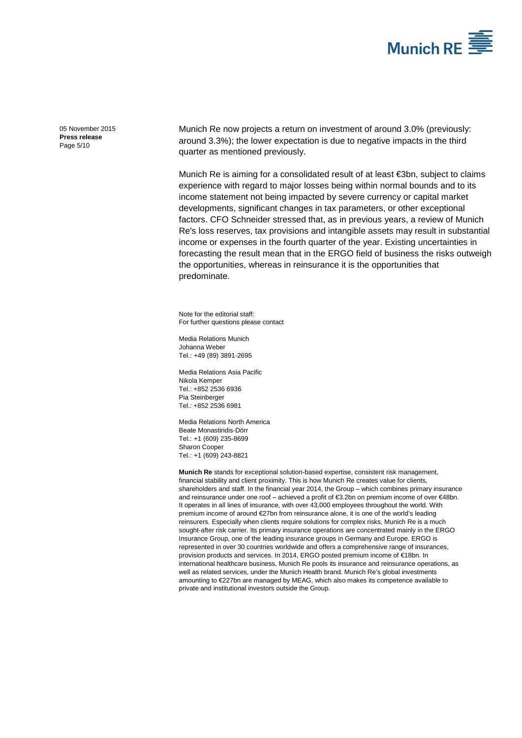Munich Re now projects a return on investment of around 3.0% (previously: around 3.3%); the lower expectation is due to negative impacts in the third quarter as mentioned previously.

Munich Re is aiming for a consolidated result of at least €3bn, subject to claims experience with regard to major losses being within normal bounds and to its income statement not being impacted by severe currency or capital market developments, significant changes in tax parameters, or other exceptional factors. CFO Schneider stressed that, as in previous years, a review of Munich Re's loss reserves, tax provisions and intangible assets may result in substantial income or expenses in the fourth quarter of the year. Existing uncertainties in forecasting the result mean that in the ERGO field of business the risks outweigh the opportunities, whereas in reinsurance it is the opportunities that predominate.

Note for the editorial staff:
For further questions please contact

Media Relations Munich
Johanna Weber
Tel.: +49 (89) 3891-2695

Media Relations Asia Pacific
Nikola Kemper
Tel.: +852 2536 6936
Pia Steinberger
Tel.: +852 2536 6981

Media Relations North America
Beate Monastiridis-Dörr
Tel.: +1 (609) 235-8699
Sharon Cooper
Tel.: +1 (609) 243-8821

**Munich Re** stands for exceptional solution-based expertise, consistent risk management, financial stability and client proximity. This is how Munich Re creates value for clients, shareholders and staff. In the financial year 2014, the Group – which combines primary insurance and reinsurance under one roof – achieved a profit of €3.2bn on premium income of over €48bn. It operates in all lines of insurance, with over 43,000 employees throughout the world. With premium income of around €27bn from reinsurance alone, it is one of the world's leading reinsurers. Especially when clients require solutions for complex risks, Munich Re is a much sought-after risk carrier. Its primary insurance operations are concentrated mainly in the ERGO Insurance Group, one of the leading insurance groups in Germany and Europe. ERGO is represented in over 30 countries worldwide and offers a comprehensive range of insurances, provision products and services. In 2014, ERGO posted premium income of €18bn. In international healthcare business, Munich Re pools its insurance and reinsurance operations, as well as related services, under the Munich Health brand. Munich Re's global investments amounting to €227bn are managed by MEAG, which also makes its competence available to private and institutional investors outside the Group.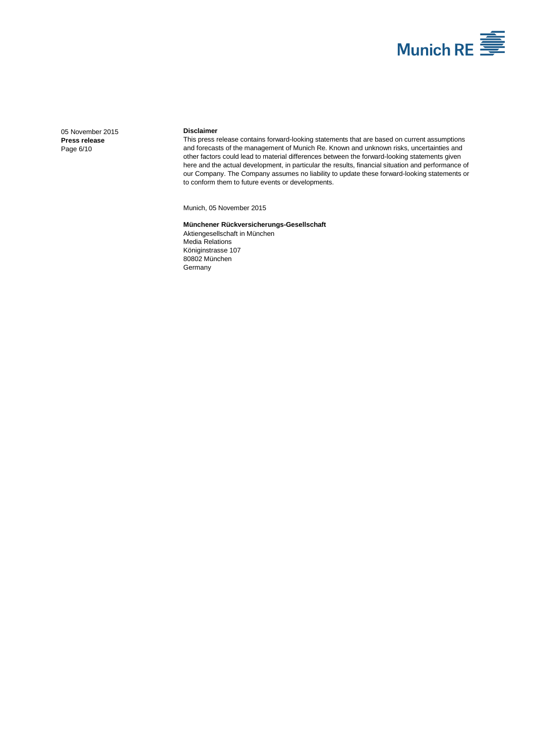**Disclaimer**

This press release contains forward-looking statements that are based on current assumptions and forecasts of the management of Munich Re. Known and unknown risks, uncertainties and other factors could lead to material differences between the forward-looking statements given here and the actual development, in particular the results, financial situation and performance of our Company. The Company assumes no liability to update these forward-looking statements or to conform them to future events or developments.

Munich, 05 November 2015

**Münchener Rückversicherungs-Gesellschaft**
Aktiengesellschaft in München
Media Relations
Königinstrasse 107
80802 München
Germany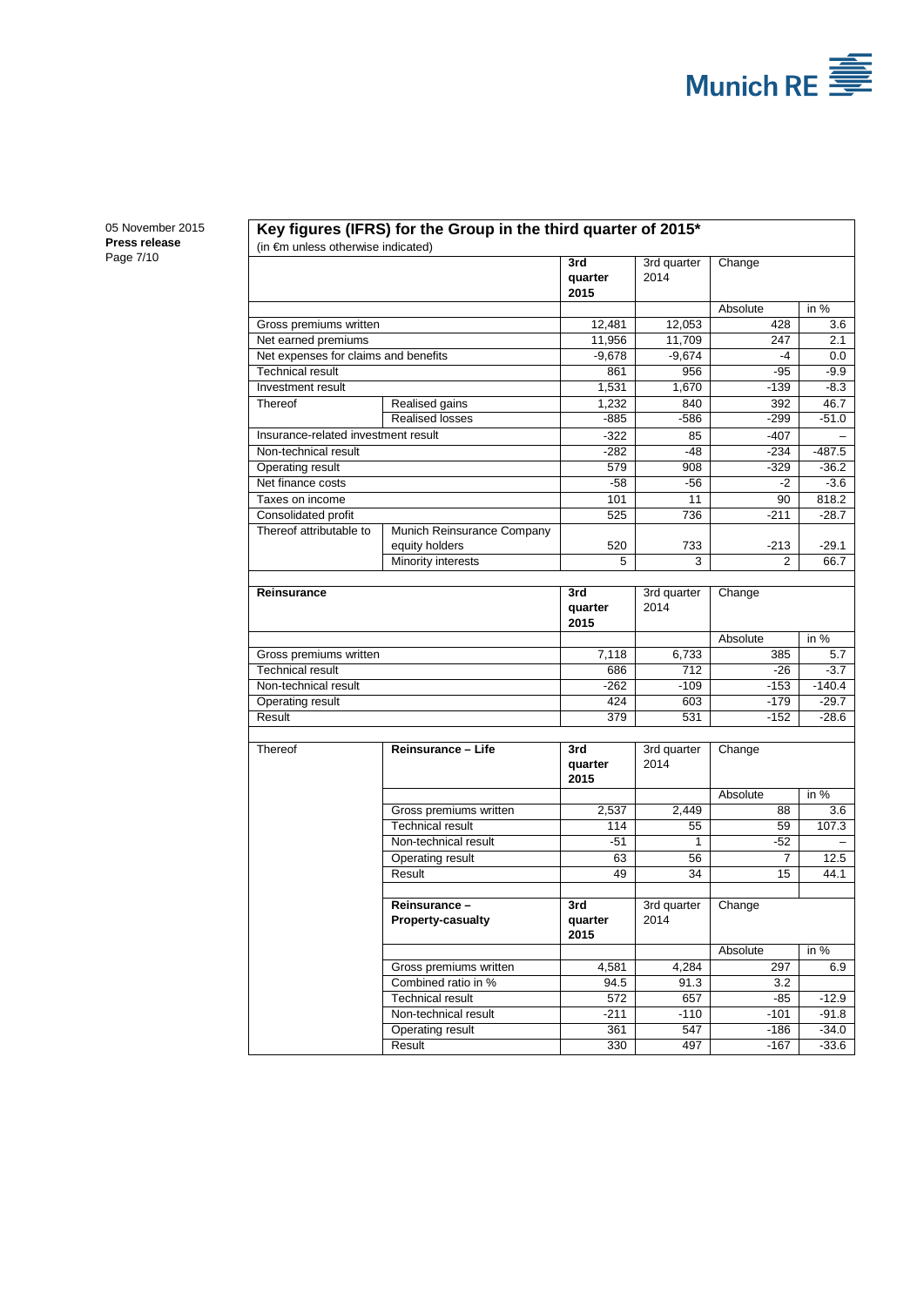05 November 2015
**Press release**

## Key figures (IFRS) for the Group in the third quarter of 2015*

(in €m unless otherwise indicated)

| | | 3rd quarter 2015 | 3rd quarter 2014 | Change | |
|---|---|---|---|---|---|
| | | | | Absolute | in % |
| Gross premiums written | | 12,481 | 12,053 | 428 | 3.6 |
| Net earned premiums | | 11,956 | 11,709 | 247 | 2.1 |
| Net expenses for claims and benefits | | -9,678 | -9,674 | -4 | 0.0 |
| Technical result | | 861 | 956 | -95 | -9.9 |
| Investment result | | 1,531 | 1,670 | -139 | -8.3 |
| Thereof | Realised gains | 1,232 | 840 | 392 | 46.7 |
| | Realised losses | -885 | -586 | -299 | -51.0 |
| Insurance-related investment result | | -322 | 85 | -407 | – |
| Non-technical result | | -282 | -48 | -234 | -487.5 |
| Operating result | | 579 | 908 | -329 | -36.2 |
| Net finance costs | | -58 | -56 | -2 | -3.6 |
| Taxes on income | | 101 | 11 | 90 | 818.2 |
| Consolidated profit | | 525 | 736 | -211 | -28.7 |
| Thereof attributable to | Munich Reinsurance Company equity holders | 520 | 733 | -213 | -29.1 |
| | Minority interests | 5 | 3 | 2 | 66.7 |

| **Reinsurance** | | 3rd quarter 2015 | 3rd quarter 2014 | Change | |
|---|---|---|---|---|---|
| | | | | Absolute | in % |
| Gross premiums written | | 7,118 | 6,733 | 385 | 5.7 |
| Technical result | | 686 | 712 | -26 | -3.7 |
| Non-technical result | | -262 | -109 | -153 | -140.4 |
| Operating result | | 424 | 603 | -179 | -29.7 |
| Result | | 379 | 531 | -152 | -28.6 |

| Thereof | **Reinsurance – Life** | 3rd quarter 2015 | 3rd quarter 2014 | Change | |
|---|---|---|---|---|---|
| | | | | Absolute | in % |
| | Gross premiums written | 2,537 | 2,449 | 88 | 3.6 |
| | Technical result | 114 | 55 | 59 | 107.3 |
| | Non-technical result | -51 | 1 | -52 | – |
| | Operating result | 63 | 56 | 7 | 12.5 |
| | Result | 49 | 34 | 15 | 44.1 |

| | **Reinsurance – Property-casualty** | 3rd quarter 2015 | 3rd quarter 2014 | Change | |
|---|---|---|---|---|---|
| | | | | Absolute | in % |
| | Gross premiums written | 4,581 | 4,284 | 297 | 6.9 |
| | Combined ratio in % | 94.5 | 91.3 | 3.2 | |
| | Technical result | 572 | 657 | -85 | -12.9 |
| | Non-technical result | -211 | -110 | -101 | -91.8 |
| | Operating result | 361 | 547 | -186 | -34.0 |
| | Result | 330 | 497 | -167 | -33.6 |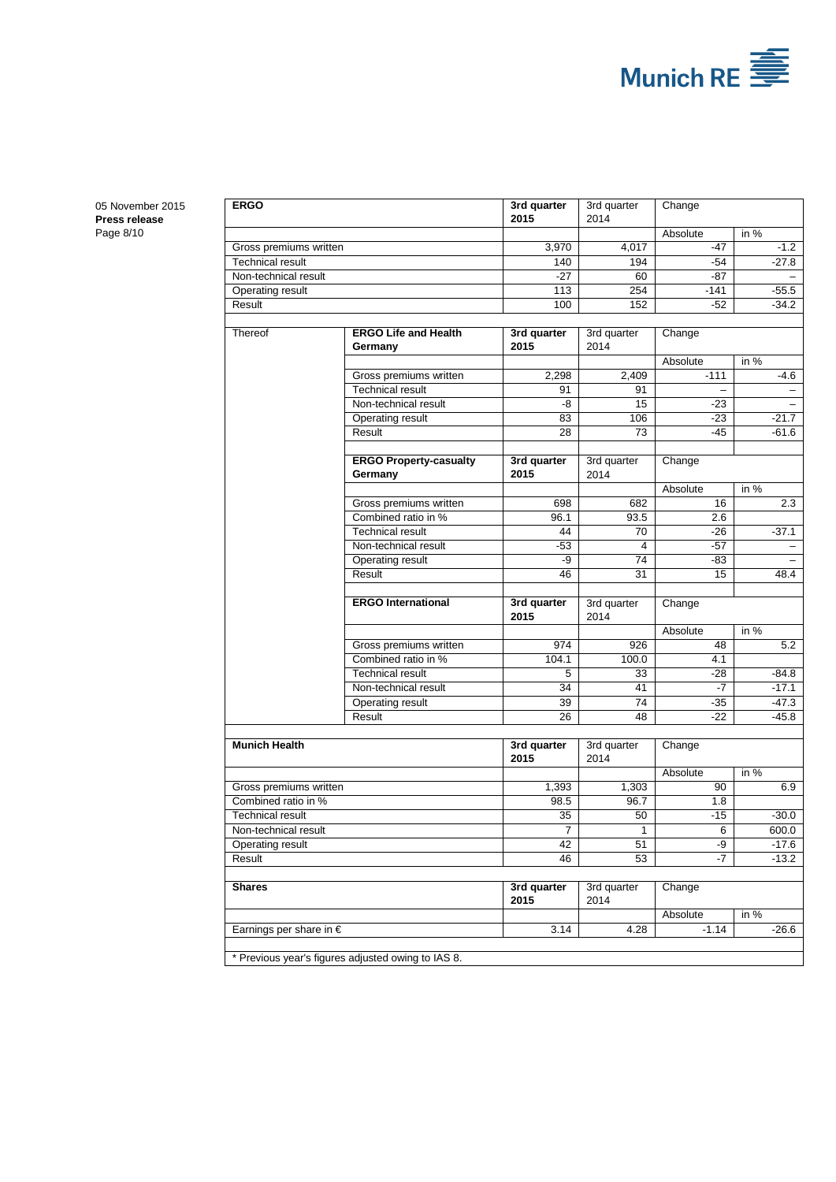05 November 2015
**Press release**

| **ERGO** | | **3rd quarter 2015** | 3rd quarter 2014 | Change | |
|---|---|---|---|---|---|
| | | | | Absolute | in % |
| Gross premiums written | | 3,970 | 4,017 | -47 | -1.2 |
| Technical result | | 140 | 194 | -54 | -27.8 |
| Non-technical result | | -27 | 60 | -87 | – |
| Operating result | | 113 | 254 | -141 | -55.5 |
| Result | | 100 | 152 | -52 | -34.2 |
| | | | | | |
| Thereof | **ERGO Life and Health Germany** | **3rd quarter 2015** | 3rd quarter 2014 | Change | |
| | | | | Absolute | in % |
| | Gross premiums written | 2,298 | 2,409 | -111 | -4.6 |
| | Technical result | 91 | 91 | – | – |
| | Non-technical result | -8 | 15 | -23 | – |
| | Operating result | 83 | 106 | -23 | -21.7 |
| | Result | 28 | 73 | -45 | -61.6 |
| | | | | | |
| | **ERGO Property-casualty Germany** | **3rd quarter 2015** | 3rd quarter 2014 | Change | |
| | | | | Absolute | in % |
| | Gross premiums written | 698 | 682 | 16 | 2.3 |
| | Combined ratio in % | 96.1 | 93.5 | 2.6 | |
| | Technical result | 44 | 70 | -26 | -37.1 |
| | Non-technical result | -53 | 4 | -57 | – |
| | Operating result | -9 | 74 | -83 | – |
| | Result | 46 | 31 | 15 | 48.4 |
| | | | | | |
| | **ERGO International** | **3rd quarter 2015** | 3rd quarter 2014 | Change | |
| | | | | Absolute | in % |
| | Gross premiums written | 974 | 926 | 48 | 5.2 |
| | Combined ratio in % | 104.1 | 100.0 | 4.1 | |
| | Technical result | 5 | 33 | -28 | -84.8 |
| | Non-technical result | 34 | 41 | -7 | -17.1 |
| | Operating result | 39 | 74 | -35 | -47.3 |
| | Result | 26 | 48 | -22 | -45.8 |
| | | | | | |
| **Munich Health** | | **3rd quarter 2015** | 3rd quarter 2014 | Change | |
| | | | | Absolute | in % |
| Gross premiums written | | 1,393 | 1,303 | 90 | 6.9 |
| Combined ratio in % | | 98.5 | 96.7 | 1.8 | |
| Technical result | | 35 | 50 | -15 | -30.0 |
| Non-technical result | | 7 | 1 | 6 | 600.0 |
| Operating result | | 42 | 51 | -9 | -17.6 |
| Result | | 46 | 53 | -7 | -13.2 |
| | | | | | |
| **Shares** | | **3rd quarter 2015** | 3rd quarter 2014 | Change | |
| | | | | Absolute | in % |
| Earnings per share in € | | 3.14 | 4.28 | -1.14 | -26.6 |

\* Previous year's figures adjusted owing to IAS 8.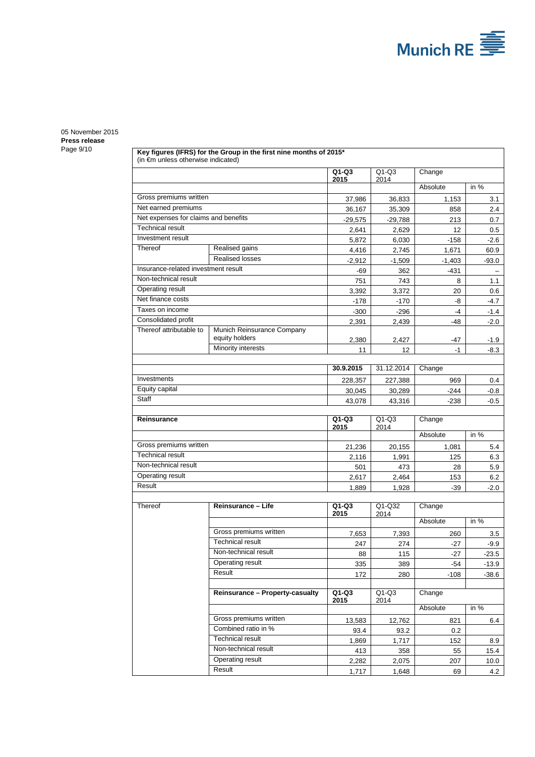05 November 2015
**Press release**

**Key figures (IFRS) for the Group in the first nine months of 2015***
(in €m unless otherwise indicated)

| | | Q1-Q3 2015 | Q1-Q3 2014 | Change | |
|---|---|---|---|---|---|
| | | | | Absolute | in % |
| Gross premiums written | | 37,986 | 36,833 | 1,153 | 3.1 |
| Net earned premiums | | 36,167 | 35,309 | 858 | 2.4 |
| Net expenses for claims and benefits | | -29,575 | -29,788 | 213 | 0.7 |
| Technical result | | 2,641 | 2,629 | 12 | 0.5 |
| Investment result | | 5,872 | 6,030 | -158 | -2.6 |
| Thereof | Realised gains | 4,416 | 2,745 | 1,671 | 60.9 |
| | Realised losses | -2,912 | -1,509 | -1,403 | -93.0 |
| Insurance-related investment result | | -69 | 362 | -431 | – |
| Non-technical result | | 751 | 743 | 8 | 1.1 |
| Operating result | | 3,392 | 3,372 | 20 | 0.6 |
| Net finance costs | | -178 | -170 | -8 | -4.7 |
| Taxes on income | | -300 | -296 | -4 | -1.4 |
| Consolidated profit | | 2,391 | 2,439 | -48 | -2.0 |
| Thereof attributable to | Munich Reinsurance Company equity holders | 2,380 | 2,427 | -47 | -1.9 |
| | Minority interests | 11 | 12 | -1 | -8.3 |

| | | 30.9.2015 | 31.12.2014 | Change | |
|---|---|---|---|---|---|
| Investments | | 228,357 | 227,388 | 969 | 0.4 |
| Equity capital | | 30,045 | 30,289 | -244 | -0.8 |
| Staff | | 43,078 | 43,316 | -238 | -0.5 |

| **Reinsurance** | | Q1-Q3 2015 | Q1-Q3 2014 | Change | |
|---|---|---|---|---|---|
| | | | | Absolute | in % |
| Gross premiums written | | 21,236 | 20,155 | 1,081 | 5.4 |
| Technical result | | 2,116 | 1,991 | 125 | 6.3 |
| Non-technical result | | 501 | 473 | 28 | 5.9 |
| Operating result | | 2,617 | 2,464 | 153 | 6.2 |
| Result | | 1,889 | 1,928 | -39 | -2.0 |

| Thereof | **Reinsurance – Life** | Q1-Q3 2015 | Q1-Q32 2014 | Change | |
|---|---|---|---|---|---|
| | | | | Absolute | in % |
| | Gross premiums written | 7,653 | 7,393 | 260 | 3.5 |
| | Technical result | 247 | 274 | -27 | -9.9 |
| | Non-technical result | 88 | 115 | -27 | -23.5 |
| | Operating result | 335 | 389 | -54 | -13.9 |
| | Result | 172 | 280 | -108 | -38.6 |
| | **Reinsurance – Property-casualty** | Q1-Q3 2015 | Q1-Q3 2014 | Change | |
| | | | | Absolute | in % |
| | Gross premiums written | 13,583 | 12,762 | 821 | 6.4 |
| | Combined ratio in % | 93.4 | 93.2 | 0.2 | |
| | Technical result | 1,869 | 1,717 | 152 | 8.9 |
| | Non-technical result | 413 | 358 | 55 | 15.4 |
| | Operating result | 2,282 | 2,075 | 207 | 10.0 |
| | Result | 1,717 | 1,648 | 69 | 4.2 |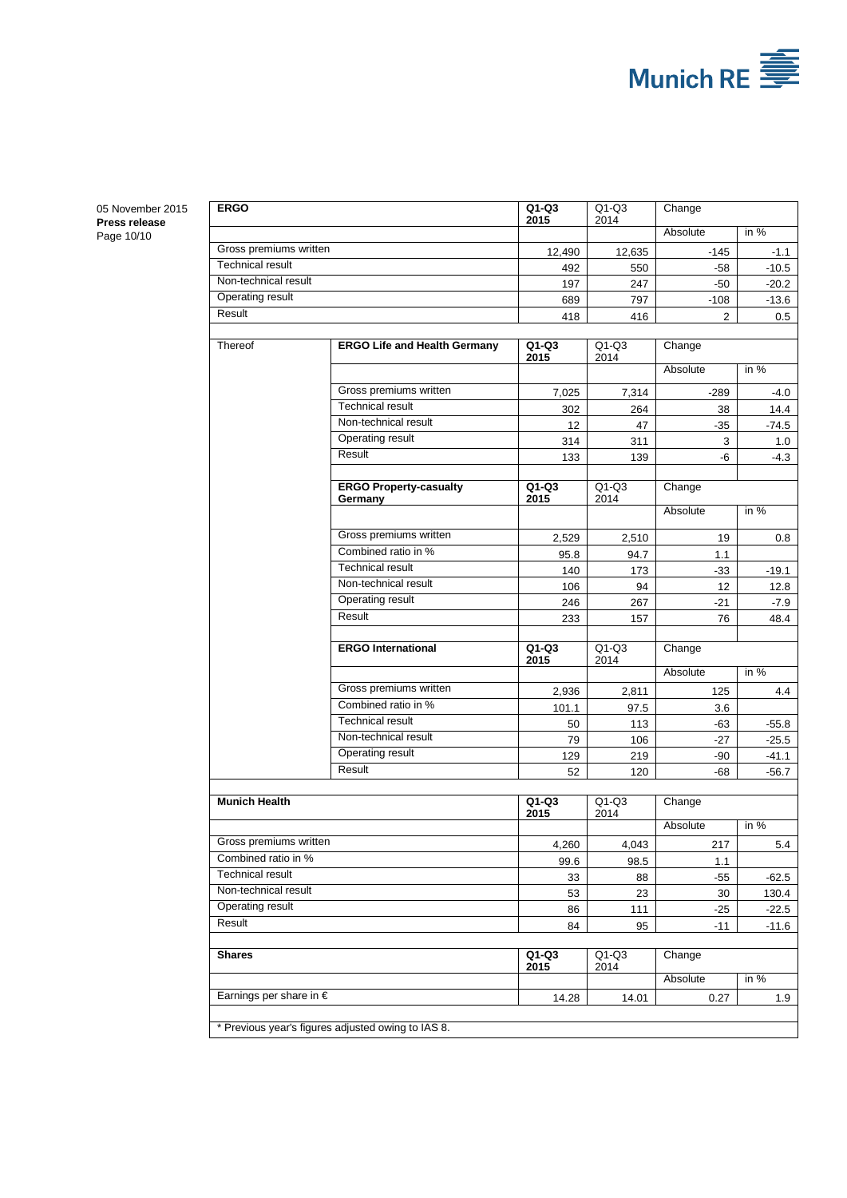05 November 2015
**Press release**

| **ERGO** | | **Q1-Q3 2015** | Q1-Q3 2014 | Change | |
|---|---|---|---|---|---|
| | | | | Absolute | in % |
| Gross premiums written | | 12,490 | 12,635 | -145 | -1.1 |
| Technical result | | 492 | 550 | -58 | -10.5 |
| Non-technical result | | 197 | 247 | -50 | -20.2 |
| Operating result | | 689 | 797 | -108 | -13.6 |
| Result | | 418 | 416 | 2 | 0.5 |
| | | | | | |
| Thereof | **ERGO Life and Health Germany** | **Q1-Q3 2015** | Q1-Q3 2014 | Change | |
| | | | | Absolute | in % |
| | Gross premiums written | 7,025 | 7,314 | -289 | -4.0 |
| | Technical result | 302 | 264 | 38 | 14.4 |
| | Non-technical result | 12 | 47 | -35 | -74.5 |
| | Operating result | 314 | 311 | 3 | 1.0 |
| | Result | 133 | 139 | -6 | -4.3 |
| | | | | | |
| | **ERGO Property-casualty Germany** | **Q1-Q3 2015** | Q1-Q3 2014 | Change | |
| | | | | Absolute | in % |
| | Gross premiums written | 2,529 | 2,510 | 19 | 0.8 |
| | Combined ratio in % | 95.8 | 94.7 | 1.1 | |
| | Technical result | 140 | 173 | -33 | -19.1 |
| | Non-technical result | 106 | 94 | 12 | 12.8 |
| | Operating result | 246 | 267 | -21 | -7.9 |
| | Result | 233 | 157 | 76 | 48.4 |
| | | | | | |
| | **ERGO International** | **Q1-Q3 2015** | Q1-Q3 2014 | Change | |
| | | | | Absolute | in % |
| | Gross premiums written | 2,936 | 2,811 | 125 | 4.4 |
| | Combined ratio in % | 101.1 | 97.5 | 3.6 | |
| | Technical result | 50 | 113 | -63 | -55.8 |
| | Non-technical result | 79 | 106 | -27 | -25.5 |
| | Operating result | 129 | 219 | -90 | -41.1 |
| | Result | 52 | 120 | -68 | -56.7 |

| **Munich Health** | **Q1-Q3 2015** | Q1-Q3 2014 | Change | |
|---|---|---|---|---|
| | | | Absolute | in % |
| Gross premiums written | 4,260 | 4,043 | 217 | 5.4 |
| Combined ratio in % | 99.6 | 98.5 | 1.1 | |
| Technical result | 33 | 88 | -55 | -62.5 |
| Non-technical result | 53 | 23 | 30 | 130.4 |
| Operating result | 86 | 111 | -25 | -22.5 |
| Result | 84 | 95 | -11 | -11.6 |

| **Shares** | **Q1-Q3 2015** | Q1-Q3 2014 | Change | |
|---|---|---|---|---|
| | | | Absolute | in % |
| Earnings per share in € | 14.28 | 14.01 | 0.27 | 1.9 |

* Previous year's figures adjusted owing to IAS 8.